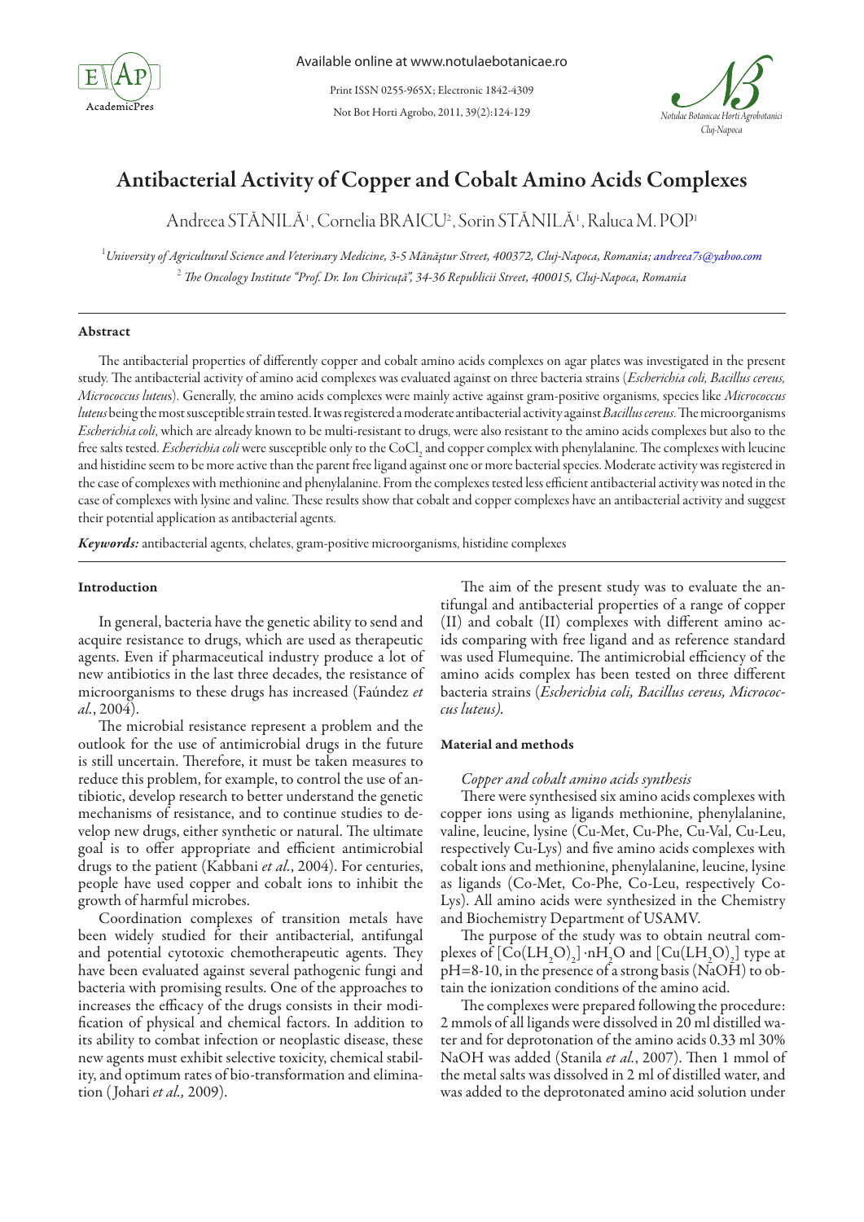# Antibacterial Activity of Copper and Cobalt Amino Acids Complexes

Andreea STĂNILĂ[1], Cornelia BRAICU[2], Sorin STĂNILĂ[1], Raluca M. POP[1]

[1] *University of Agricultural Science and Veterinary Medicine, 3-5 Mănăştur Street, 400372, Cluj-Napoca, Romania; andreea7s@yahoo.com*

[2] *The Oncology Institute "Prof. Dr. Ion Chiricuţă", 34-36 Republicii Street, 400015, Cluj-Napoca, Romania*

## Abstract

The antibacterial properties of differently copper and cobalt amino acids complexes on agar plates was investigated in the present study. The antibacterial activity of amino acid complexes was evaluated against on three bacteria strains (*Escherichia coli, Bacillus cereus, Micrococcus luteus*). Generally, the amino acids complexes were mainly active against gram-positive organisms, species like *Micrococcus luteus* being the most susceptible strain tested. It was registered a moderate antibacterial activity against *Bacillus cereus*. The microorganisms *Escherichia coli*, which are already known to be multi-resistant to drugs, were also resistant to the amino acids complexes but also to the free salts tested. *Escherichia coli* were susceptible only to the $CoCl_2$ and copper complex with phenylalanine. The complexes with leucine and histidine seem to be more active than the parent free ligand against one or more bacterial species. Moderate activity was registered in the case of complexes with methionine and phenylalanine. From the complexes tested less efficient antibacterial activity was noted in the case of complexes with lysine and valine. These results show that cobalt and copper complexes have an antibacterial activity and suggest their potential application as antibacterial agents.

***Keywords:*** antibacterial agents, chelates, gram-positive microorganisms, histidine complexes

## Introduction

In general, bacteria have the genetic ability to send and acquire resistance to drugs, which are used as therapeutic agents. Even if pharmaceutical industry produce a lot of new antibiotics in the last three decades, the resistance of microorganisms to these drugs has increased (Faúndez *et al.*, 2004).

The microbial resistance represent a problem and the outlook for the use of antimicrobial drugs in the future is still uncertain. Therefore, it must be taken measures to reduce this problem, for example, to control the use of antibiotic, develop research to better understand the genetic mechanisms of resistance, and to continue studies to develop new drugs, either synthetic or natural. The ultimate goal is to offer appropriate and efficient antimicrobial drugs to the patient (Kabbani *et al.*, 2004). For centuries, people have used copper and cobalt ions to inhibit the growth of harmful microbes.

Coordination complexes of transition metals have been widely studied for their antibacterial, antifungal and potential cytotoxic chemotherapeutic agents. They have been evaluated against several pathogenic fungi and bacteria with promising results. One of the approaches to increases the efficacy of the drugs consists in their modification of physical and chemical factors. In addition to its ability to combat infection or neoplastic disease, these new agents must exhibit selective toxicity, chemical stability, and optimum rates of bio-transformation and elimination (Johari *et al.,* 2009).

The aim of the present study was to evaluate the antifungal and antibacterial properties of a range of copper (II) and cobalt (II) complexes with different amino acids comparing with free ligand and as reference standard was used Flumequine. The antimicrobial efficiency of the amino acids complex has been tested on three different bacteria strains (*Escherichia coli, Bacillus cereus, Micrococcus luteus).*

## Material and methods

### *Copper and cobalt amino acids synthesis*

There were synthesised six amino acids complexes with copper ions using as ligands methionine, phenylalanine, valine, leucine, lysine (Cu-Met, Cu-Phe, Cu-Val, Cu-Leu, respectively Cu-Lys) and five amino acids complexes with cobalt ions and methionine, phenylalanine, leucine, lysine as ligands (Co-Met, Co-Phe, Co-Leu, respectively Co-Lys). All amino acids were synthesized in the Chemistry and Biochemistry Department of USAMV.

The purpose of the study was to obtain neutral complexes of $[Co(LH_2O)_2]\cdot nH_2O$ and $[Cu(LH_2O)_2]$ type at pH=8-10, in the presence of a strong basis (NaOH) to obtain the ionization conditions of the amino acid.

The complexes were prepared following the procedure: 2 mmols of all ligands were dissolved in 20 ml distilled water and for deprotonation of the amino acids 0.33 ml 30% NaOH was added (Stanila *et al.*, 2007). Then 1 mmol of the metal salts was dissolved in 2 ml of distilled water, and was added to the deprotonated amino acid solution under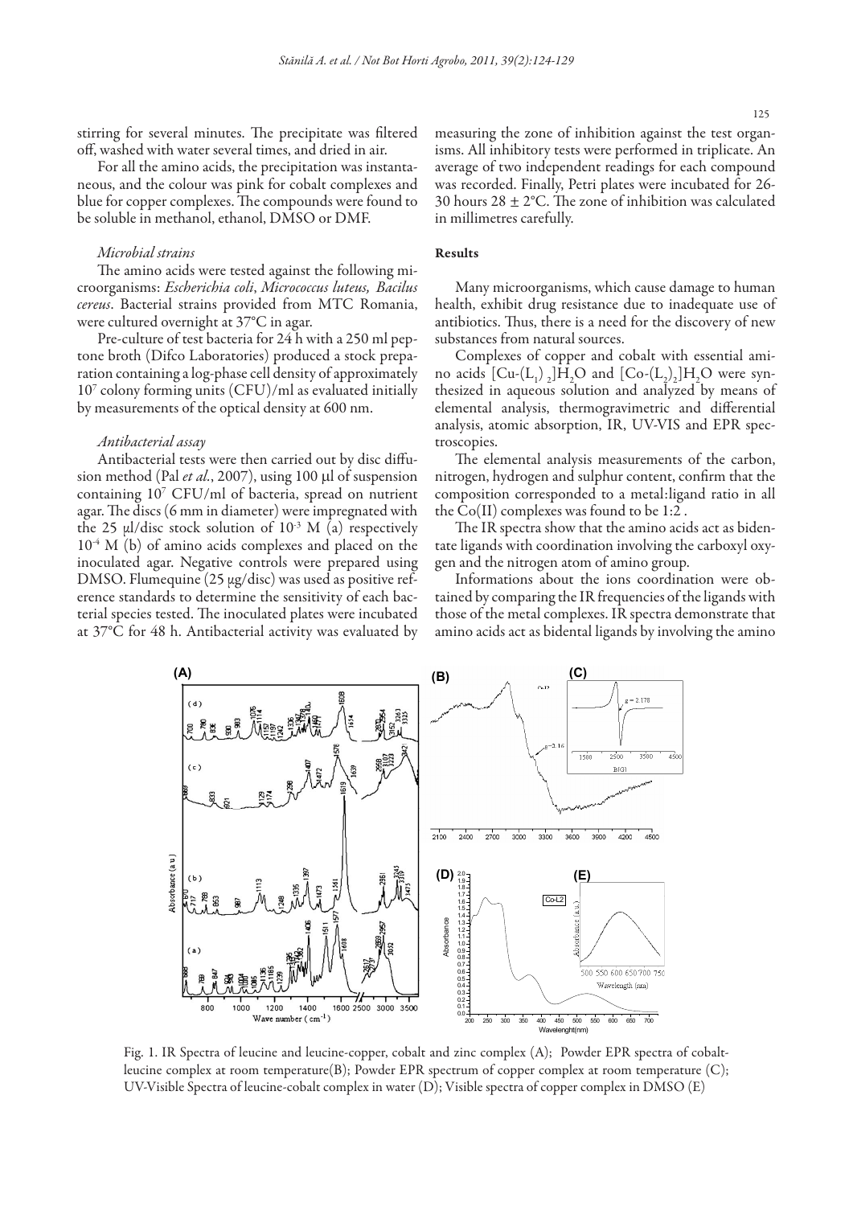stirring for several minutes. The precipitate was filtered off, washed with water several times, and dried in air.

For all the amino acids, the precipitation was instantaneous, and the colour was pink for cobalt complexes and blue for copper complexes. The compounds were found to be soluble in methanol, ethanol, DMSO or DMF.

### *Microbial strains*

The amino acids were tested against the following microorganisms: *Escherichia coli*, *Micrococcus luteus, Bacilus cereus*. Bacterial strains provided from MTC Romania, were cultured overnight at 37°C in agar.

Pre-culture of test bacteria for 24 h with a 250 ml peptone broth (Difco Laboratories) produced a stock preparation containing a log-phase cell density of approximately $10^7$ colony forming units (CFU)/ml as evaluated initially by measurements of the optical density at 600 nm.

### *Antibacterial assay*

Antibacterial tests were then carried out by disc diffusion method (Pal *et al.*, 2007), using 100 µl of suspension containing $10^7$ CFU/ml of bacteria, spread on nutrient agar. The discs (6 mm in diameter) were impregnated with the 25 µl/disc stock solution of $10^{-3}$ M (a) respectively $10^{-4}$ M (b) of amino acids complexes and placed on the inoculated agar. Negative controls were prepared using DMSO. Flumequine (25 µg/disc) was used as positive reference standards to determine the sensitivity of each bacterial species tested. The inoculated plates were incubated at 37°C for 48 h. Antibacterial activity was evaluated by measuring the zone of inhibition against the test organisms. All inhibitory tests were performed in triplicate. An average of two independent readings for each compound was recorded. Finally, Petri plates were incubated for 26-30 hours 28 ± 2°C. The zone of inhibition was calculated in millimetres carefully.

## Results

Many microorganisms, which cause damage to human health, exhibit drug resistance due to inadequate use of antibiotics. Thus, there is a need for the discovery of new substances from natural sources.

Complexes of copper and cobalt with essential amino acids $[Cu-(L_1)_2]H_2O$ and $[Co-(L_2)_2]H_2O$ were synthesized in aqueous solution and analyzed by means of elemental analysis, thermogravimetric and differential analysis, atomic absorption, IR, UV-VIS and EPR spectroscopies.

The elemental analysis measurements of the carbon, nitrogen, hydrogen and sulphur content, confirm that the composition corresponded to a metal:ligand ratio in all the Co(II) complexes was found to be 1:2 .

The IR spectra show that the amino acids act as bidentate ligands with coordination involving the carboxyl oxygen and the nitrogen atom of amino group.

Informations about the ions coordination were obtained by comparing the IR frequencies of the ligands with those of the metal complexes. IR spectra demonstrate that amino acids act as bidental ligands by involving the amino

Fig. 1. IR Spectra of leucine and leucine-copper, cobalt and zinc complex (A); Powder EPR spectra of cobalt-leucine complex at room temperature(B); Powder EPR spectrum of copper complex at room temperature (C); UV-Visible Spectra of leucine-cobalt complex in water (D); Visible spectra of copper complex in DMSO (E)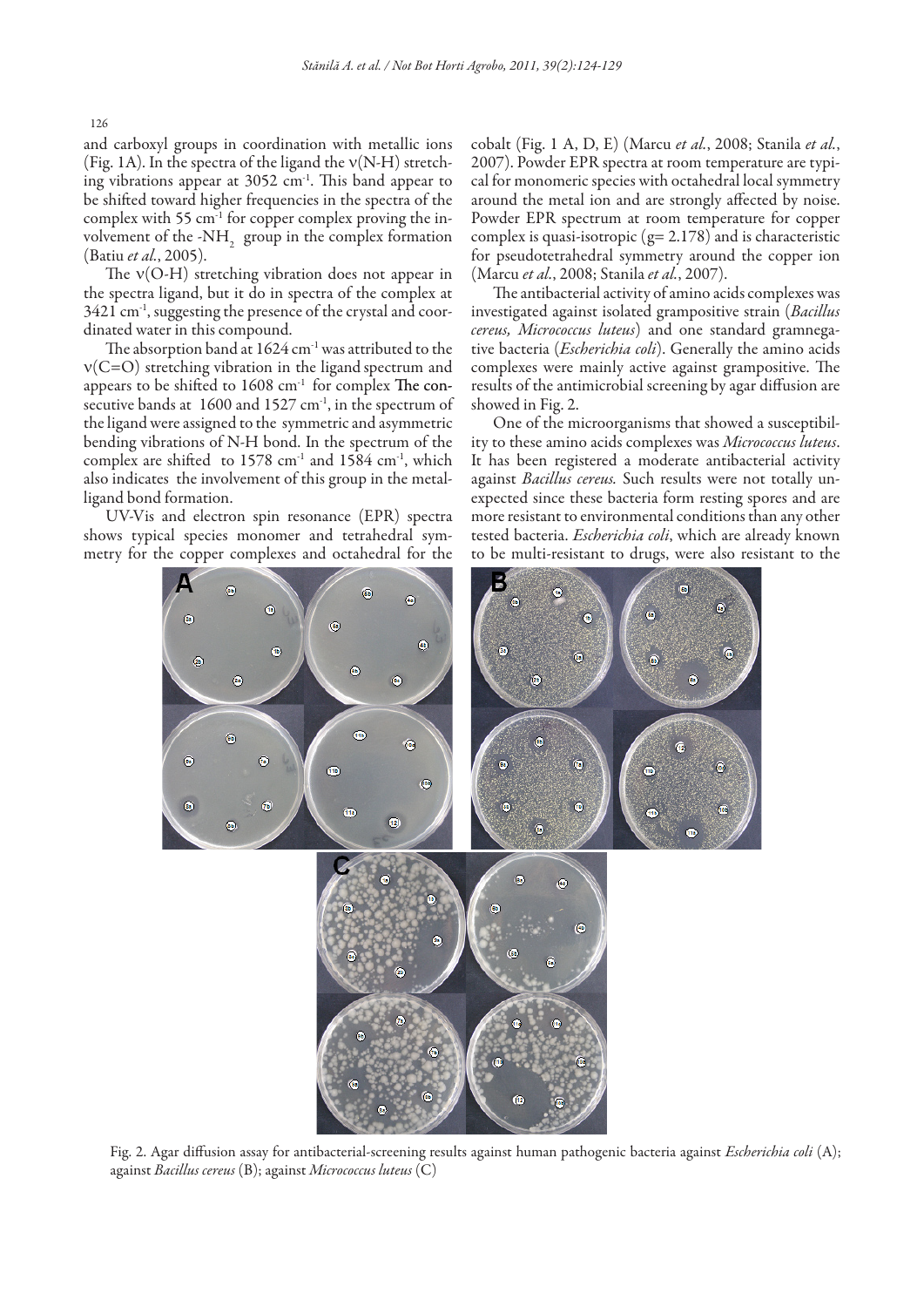and carboxyl groups in coordination with metallic ions (Fig. 1A). In the spectra of the ligand the ν(N-H) stretching vibrations appear at 3052 cm$^{-1}$. This band appear to be shifted toward higher frequencies in the spectra of the complex with 55 cm$^{-1}$ for copper complex proving the involvement of the -$NH_2$ group in the complex formation (Batiu *et al.*, 2005).

The ν(O-H) stretching vibration does not appear in the spectra ligand, but it do in spectra of the complex at 3421 cm$^{-1}$, suggesting the presence of the crystal and coordinated water in this compound.

The absorption band at 1624 cm$^{-1}$ was attributed to the ν(C=O) stretching vibration in the ligand spectrum and appears to be shifted to 1608 cm$^{-1}$ for complex **The con**secutive bands at 1600 and 1527 cm$^{-1}$, in the spectrum of the ligand were assigned to the symmetric and asymmetric bending vibrations of N-H bond. In the spectrum of the complex are shifted to 1578 cm$^{-1}$ and 1584 cm$^{-1}$, which also indicates the involvement of this group in the metal-ligand bond formation.

UV-Vis and electron spin resonance (EPR) spectra shows typical species monomer and tetrahedral symmetry for the copper complexes and octahedral for the cobalt (Fig. 1 A, D, E) (Marcu *et al.*, 2008; Stanila *et al.*, 2007). Powder EPR spectra at room temperature are typical for monomeric species with octahedral local symmetry around the metal ion and are strongly affected by noise. Powder EPR spectrum at room temperature for copper complex is quasi-isotropic (g= 2.178) and is characteristic for pseudotetrahedral symmetry around the copper ion (Marcu *et al.*, 2008; Stanila *et al.*, 2007).

The antibacterial activity of amino acids complexes was investigated against isolated grampositive strain (*Bacillus cereus, Micrococcus luteus*) and one standard gramnegative bacteria (*Escherichia coli*). Generally the amino acids complexes were mainly active against grampositive. The results of the antimicrobial screening by agar diffusion are showed in Fig. 2.

One of the microorganisms that showed a susceptibility to these amino acids complexes was *Micrococcus luteus*. It has been registered a moderate antibacterial activity against *Bacillus cereus.* Such results were not totally unexpected since these bacteria form resting spores and are more resistant to environmental conditions than any other tested bacteria. *Escherichia coli*, which are already known to be multi-resistant to drugs, were also resistant to the

Fig. 2. Agar diffusion assay for antibacterial-screening results against human pathogenic bacteria against *Escherichia coli* (A); against *Bacillus cereus* (B); against *Micrococcus luteus* (C)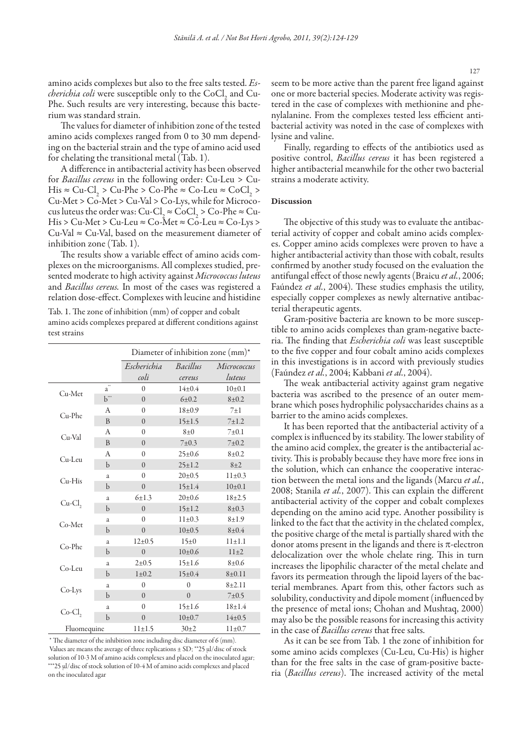amino acids complexes but also to the free salts tested. *Escherichia coli* were susceptible only to the $CoCl_2$ and Cu-Phe. Such results are very interesting, because this bacterium was standard strain.

The values for diameter of inhibition zone of the tested amino acids complexes ranged from 0 to 30 mm depending on the bacterial strain and the type of amino acid used for chelating the transitional metal (Tab. 1).

A difference in antibacterial activity has been observed for *Bacillus cereus* in the following order: Cu-Leu > Cu-His ≈ $Cu\text{-}Cl_2$ > Cu-Phe > Co-Phe ≈ Co-Leu ≈ $CoCl_2$ > Cu-Met > Co-Met > Cu-Val > Co-Lys, while for Micrococcus luteus the order was: $Cu\text{-}Cl_2$ ≈ $CoCl_2$ > Co-Phe ≈ Cu-His > Cu-Met > Cu-Leu ≈ Co-Met ≈ Co-Leu ≈ Co-Lys > Cu-Val ≈ Cu-Val, based on the measurement diameter of inhibition zone (Tab. 1).

The results show a variable effect of amino acids complexes on the microorganisms. All complexes studied, presented moderate to high activity against *Micrococcus luteus* and *Bacillus cereus*. In most of the cases was registered a relation dose-effect. Complexes with leucine and histidine seem to be more active than the parent free ligand against one or more bacterial species. Moderate activity was registered in the case of complexes with methionine and phenylalanine. From the complexes tested less efficient antibacterial activity was noted in the case of complexes with lysine and valine.

Finally, regarding to effects of the antibiotics used as positive control, *Bacillus cereus* it has been registered a higher antibacterial meanwhile for the other two bacterial strains a moderate activity.

Tab. 1. The zone of inhibition (mm) of copper and cobalt amino acids complexes prepared at different conditions against test strains

| | | Diameter of inhibition zone (mm)* | | |
|---|---|---|---|---|
| | | *Escherichia coli* | *Bacillus cereus* | *Micrococcus luteus* |
| Cu-Met | a** | 0 | 14±0.4 | 10±0.1 |
| | b*** | 0 | 6±0.2 | 8±0.2 |
| Cu-Phe | A | 0 | 18±0.9 | 7±1 |
| | B | 0 | 15±1.5 | 7±1.2 |
| Cu-Val | A | 0 | 8±0 | 7±0.1 |
| | B | 0 | 7±0.3 | 7±0.2 |
| Cu-Leu | A | 0 | 25±0.6 | 8±0.2 |
| | b | 0 | 25±1.2 | 8±2 |
| Cu-His | a | 0 | 20±0.5 | 11±0.3 |
| | b | 0 | 15±1.4 | 10±0.1 |
| $Cu\text{-}Cl_2$ | a | 6±1.3 | 20±0.6 | 18±2.5 |
| | b | 0 | 15±1.2 | 8±0.3 |
| Co-Met | a | 0 | 11±0.3 | 8±1.9 |
| | b | 0 | 10±0.5 | 8±0.4 |
| Co-Phe | a | 12±0.5 | 15±0 | 11±1.1 |
| | b | 0 | 10±0.6 | 11±2 |
| Co-Leu | a | 2±0.5 | 15±1.6 | 8±0.6 |
| | b | 1±0.2 | 15±0.4 | 8±0.11 |
| Co-Lys | a | 0 | 0 | 8±2.11 |
| | b | 0 | 0 | 7±0.5 |
| $Co\text{-}Cl_2$ | a | 0 | 15±1.6 | 18±1.4 |
| | b | 0 | 10±0.7 | 14±0.5 |
| Fluomequine | | 11±1.5 | 30±2 | 11±0.7 |

\* The diameter of the inhibition zone including disc diameter of 6 (mm).
Values are means the average of three replications ± SD; **25 μl/disc of stock solution of 10-3 M of amino acids complexes and placed on the inoculated agar; ***25 μl/disc of stock solution of 10-4 M of amino acids complexes and placed on the inoculated agar

## Discussion

The objective of this study was to evaluate the antibacterial activity of copper and cobalt amino acids complexes. Copper amino acids complexes were proven to have a higher antibacterial activity than those with cobalt, results confirmed by another study focused on the evaluation the antifungal effect of those newly agents (Braicu *et al.*, 2006; Faúndez *et al.*, 2004). These studies emphasis the utility, especially copper complexes as newly alternative antibacterial therapeutic agents.

Gram-positive bacteria are known to be more susceptible to amino acids complexes than gram-negative bacteria. The finding that *Escherichia coli* was least susceptible to the five copper and four cobalt amino acids complexes in this investigations is in accord with previously studies (Faúndez *et al.*, 2004; Kabbani *et al.*, 2004).

The weak antibacterial activity against gram negative bacteria was ascribed to the presence of an outer membrane which poses hydrophilic polysaccharides chains as a barrier to the amino acids complexes.

It has been reported that the antibacterial activity of a complex is influenced by its stability. The lower stability of the amino acid complex, the greater is the antibacterial activity. This is probably because they have more free ions in the solution, which can enhance the cooperative interaction between the metal ions and the ligands (Marcu *et al.*, 2008; Stanila *et al.*, 2007). This can explain the different antibacterial activity of the copper and cobalt complexes depending on the amino acid type. Another possibility is linked to the fact that the activity in the chelated complex, the positive charge of the metal is partially shared with the donor atoms present in the ligands and there is π-electron delocalization over the whole chelate ring. This in turn increases the lipophilic character of the metal chelate and favors its permeation through the lipoid layers of the bacterial membranes. Apart from this, other factors such as solubility, conductivity and dipole moment (influenced by the presence of metal ions; Chohan and Mushtaq, 2000) may also be the possible reasons for increasing this activity in the case of *Bacillus cereus* that free salts.

As it can be see from Tab. 1 the zone of inhibition for some amino acids complexes (Cu-Leu, Cu-His) is higher than for the free salts in the case of gram-positive bacteria (*Bacillus cereus*). The increased activity of the metal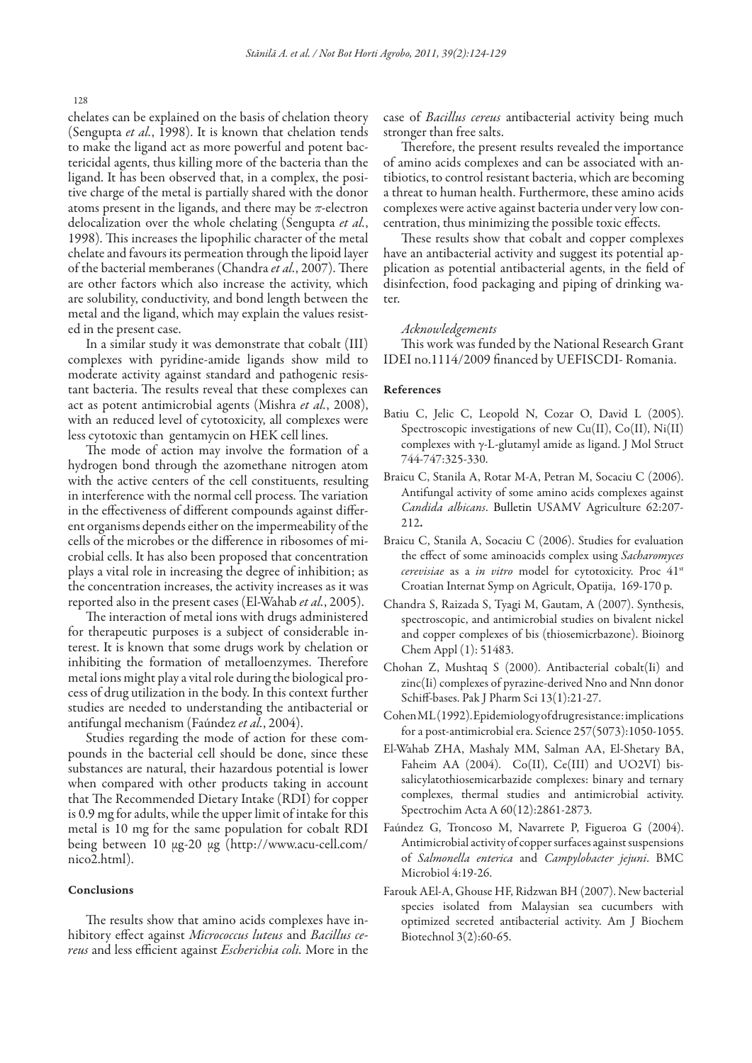chelates can be explained on the basis of chelation theory (Sengupta *et al.*, 1998). It is known that chelation tends to make the ligand act as more powerful and potent bactericidal agents, thus killing more of the bacteria than the ligand. It has been observed that, in a complex, the positive charge of the metal is partially shared with the donor atoms present in the ligands, and there may be $\pi$-electron delocalization over the whole chelating (Sengupta *et al.*, 1998). This increases the lipophilic character of the metal chelate and favours its permeation through the lipoid layer of the bacterial memberanes (Chandra *et al.*, 2007). There are other factors which also increase the activity, which are solubility, conductivity, and bond length between the metal and the ligand, which may explain the values resisted in the present case.

In a similar study it was demonstrate that cobalt (III) complexes with pyridine-amide ligands show mild to moderate activity against standard and pathogenic resistant bacteria. The results reveal that these complexes can act as potent antimicrobial agents (Mishra *et al.*, 2008), with an reduced level of cytotoxicity, all complexes were less cytotoxic than gentamycin on HEK cell lines.

The mode of action may involve the formation of a hydrogen bond through the azomethane nitrogen atom with the active centers of the cell constituents, resulting in interference with the normal cell process. The variation in the effectiveness of different compounds against different organisms depends either on the impermeability of the cells of the microbes or the difference in ribosomes of microbial cells. It has also been proposed that concentration plays a vital role in increasing the degree of inhibition; as the concentration increases, the activity increases as it was reported also in the present cases (El-Wahab *et al.*, 2005).

The interaction of metal ions with drugs administered for therapeutic purposes is a subject of considerable interest. It is known that some drugs work by chelation or inhibiting the formation of metalloenzymes. Therefore metal ions might play a vital role during the biological process of drug utilization in the body. In this context further studies are needed to understanding the antibacterial or antifungal mechanism (Faúndez *et al.*, 2004).

Studies regarding the mode of action for these compounds in the bacterial cell should be done, since these substances are natural, their hazardous potential is lower when compared with other products taking in account that The Recommended Dietary Intake (RDI) for copper is 0.9 mg for adults, while the upper limit of intake for this metal is 10 mg for the same population for cobalt RDI being between 10 μg-20 μg (http://www.acu-cell.com/nico2.html).

## Conclusions

The results show that amino acids complexes have inhibitory effect against *Micrococcus luteus* and *Bacillus cereus* and less efficient against *Escherichia coli*. More in the case of *Bacillus cereus* antibacterial activity being much stronger than free salts.

Therefore, the present results revealed the importance of amino acids complexes and can be associated with antibiotics, to control resistant bacteria, which are becoming a threat to human health. Furthermore, these amino acids complexes were active against bacteria under very low concentration, thus minimizing the possible toxic effects.

These results show that cobalt and copper complexes have an antibacterial activity and suggest its potential application as potential antibacterial agents, in the field of disinfection, food packaging and piping of drinking water.

*Acknowledgements*

This work was funded by the National Research Grant IDEI no.1114/2009 financed by UEFISCDI- Romania.

## References

Batiu C, Jelic C, Leopold N, Cozar O, David L (2005). Spectroscopic investigations of new Cu(II), Co(II), Ni(II) complexes with γ-L-glutamyl amide as ligand. J Mol Struct 744-747:325-330.

Braicu C, Stanila A, Rotar M-A, Petran M, Socaciu C (2006). Antifungal activity of some amino acids complexes against *Candida albicans*. Bulletin USAMV Agriculture 62:207-212.

Braicu C, Stanila A, Socaciu C (2006). Studies for evaluation the effect of some aminoacids complex using *Sacharomyces cerevisiae* as a *in vitro* model for cytotoxicity. Proc 41st Croatian Internat Symp on Agricult, Opatija, 169-170 p.

Chandra S, Raizada S, Tyagi M, Gautam, A (2007). Synthesis, spectroscopic, and antimicrobial studies on bivalent nickel and copper complexes of bis (thiosemicrbazone). Bioinorg Chem Appl (1): 51483.

Chohan Z, Mushtaq S (2000). Antibacterial cobalt(Ii) and zinc(Ii) complexes of pyrazine-derived Nno and Nnn donor Schiff-bases. Pak J Pharm Sci 13(1):21-27.

Cohen ML (1992). Epidemiology of drug resistance: implications for a post-antimicrobial era. Science 257(5073):1050-1055.

El-Wahab ZHA, Mashaly MM, Salman AA, El-Shetary BA, Faheim AA (2004). Co(II), Ce(III) and UO2VI) bis-salicylatothiosemicarbazide complexes: binary and ternary complexes, thermal studies and antimicrobial activity. Spectrochim Acta A 60(12):2861-2873.

Faúndez G, Troncoso M, Navarrete P, Figueroa G (2004). Antimicrobial activity of copper surfaces against suspensions of *Salmonella enterica* and *Campylobacter jejuni*. BMC Microbiol 4:19-26.

Farouk AEl-A, Ghouse HF, Ridzwan BH (2007). New bacterial species isolated from Malaysian sea cucumbers with optimized secreted antibacterial activity. Am J Biochem Biotechnol 3(2):60-65.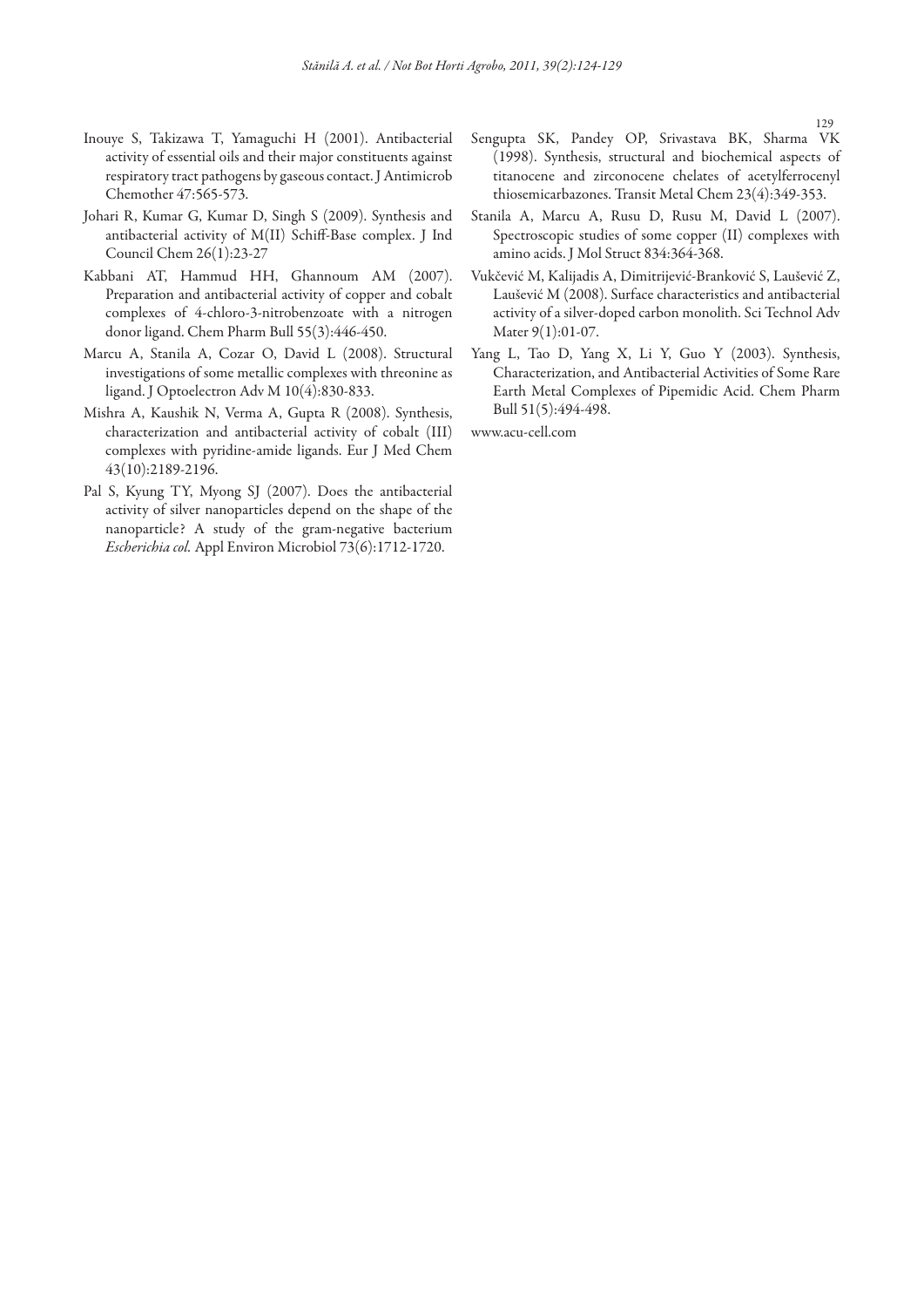Inouye S, Takizawa T, Yamaguchi H (2001). Antibacterial activity of essential oils and their major constituents against respiratory tract pathogens by gaseous contact. J Antimicrob Chemother 47:565-573.

Johari R, Kumar G, Kumar D, Singh S (2009). Synthesis and antibacterial activity of M(II) Schiff-Base complex. J Ind Council Chem 26(1):23-27

Kabbani AT, Hammud HH, Ghannoum AM (2007). Preparation and antibacterial activity of copper and cobalt complexes of 4-chloro-3-nitrobenzoate with a nitrogen donor ligand. Chem Pharm Bull 55(3):446-450.

Marcu A, Stanila A, Cozar O, David L (2008). Structural investigations of some metallic complexes with threonine as ligand. J Optoelectron Adv M 10(4):830-833.

Mishra A, Kaushik N, Verma A, Gupta R (2008). Synthesis, characterization and antibacterial activity of cobalt (III) complexes with pyridine-amide ligands. Eur J Med Chem 43(10):2189-2196.

Pal S, Kyung TY, Myong SJ (2007). Does the antibacterial activity of silver nanoparticles depend on the shape of the nanoparticle? A study of the gram-negative bacterium *Escherichia col.* Appl Environ Microbiol 73(6):1712-1720.

Sengupta SK, Pandey OP, Srivastava BK, Sharma VK (1998). Synthesis, structural and biochemical aspects of titanocene and zirconocene chelates of acetylferrocenyl thiosemicarbazones. Transit Metal Chem 23(4):349-353.

Stanila A, Marcu A, Rusu D, Rusu M, David L (2007). Spectroscopic studies of some copper (II) complexes with amino acids. J Mol Struct 834:364-368.

Vukčević M, Kalijadis A, Dimitrijević-Branković S, Laušević Z, Laušević M (2008). Surface characteristics and antibacterial activity of a silver-doped carbon monolith. Sci Technol Adv Mater 9(1):01-07.

Yang L, Tao D, Yang X, Li Y, Guo Y (2003). Synthesis, Characterization, and Antibacterial Activities of Some Rare Earth Metal Complexes of Pipemidic Acid. Chem Pharm Bull 51(5):494-498.

www.acu-cell.com